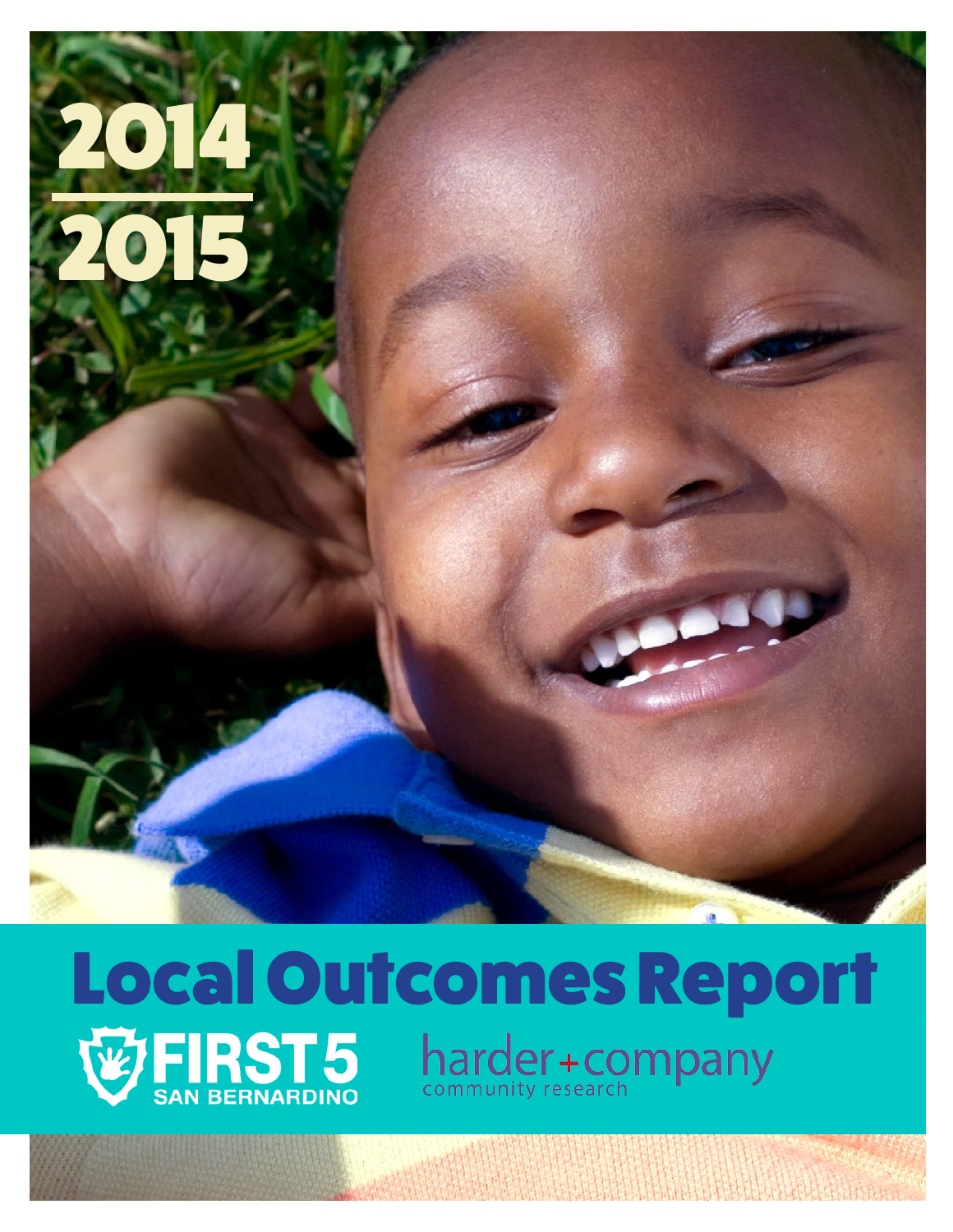# 2014–2015

# Local Outcomes Report

FIRST 5 SAN BERNARDINO

harder+company community research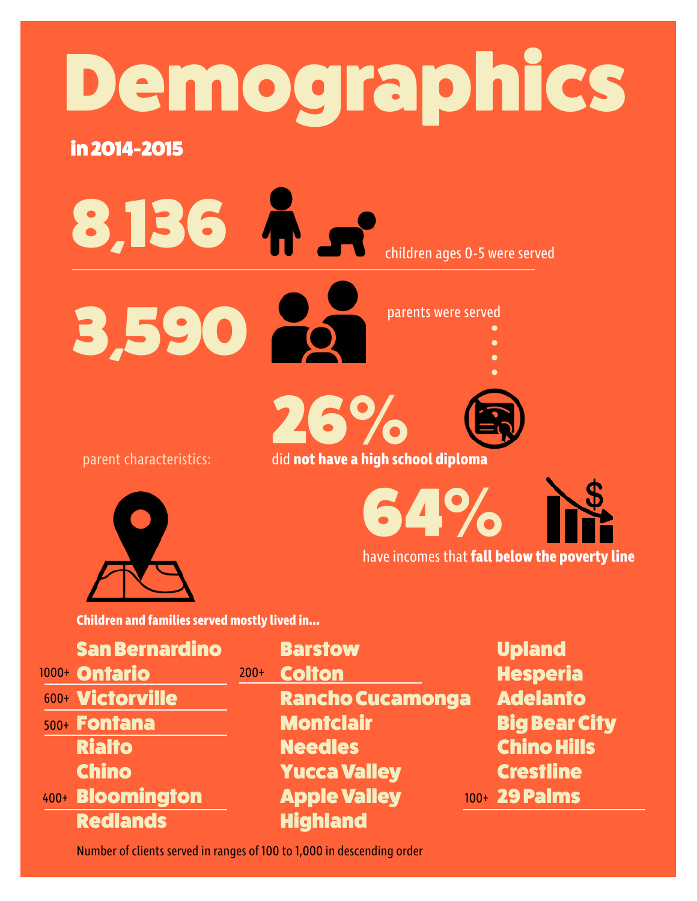# Demographics

**in 2014-2015**

**8,136** children ages 0-5 were served

**3,590** parents were served

parent characteristics:

**26%** did **not have a high school diploma**

**64%** have incomes that **fall below the poverty line**

**Children and families served mostly lived in...**

- **San Bernardino**
- 1000+ **Ontario**
- 600+ **Victorville**
- 500+ **Fontana**
- **Rialto**
- **Chino**
- 400+ **Bloomington**
- **Redlands**
- **Barstow**
- 200+ **Colton**
- **Rancho Cucamonga**
- **Montclair**
- **Needles**
- **Yucca Valley**
- **Apple Valley**
- **Highland**
- **Upland**
- **Hesperia**
- **Adelanto**
- **Big Bear City**
- **Chino Hills**
- **Crestline**
- 100+ **29 Palms**

Number of clients served in ranges of 100 to 1,000 in descending order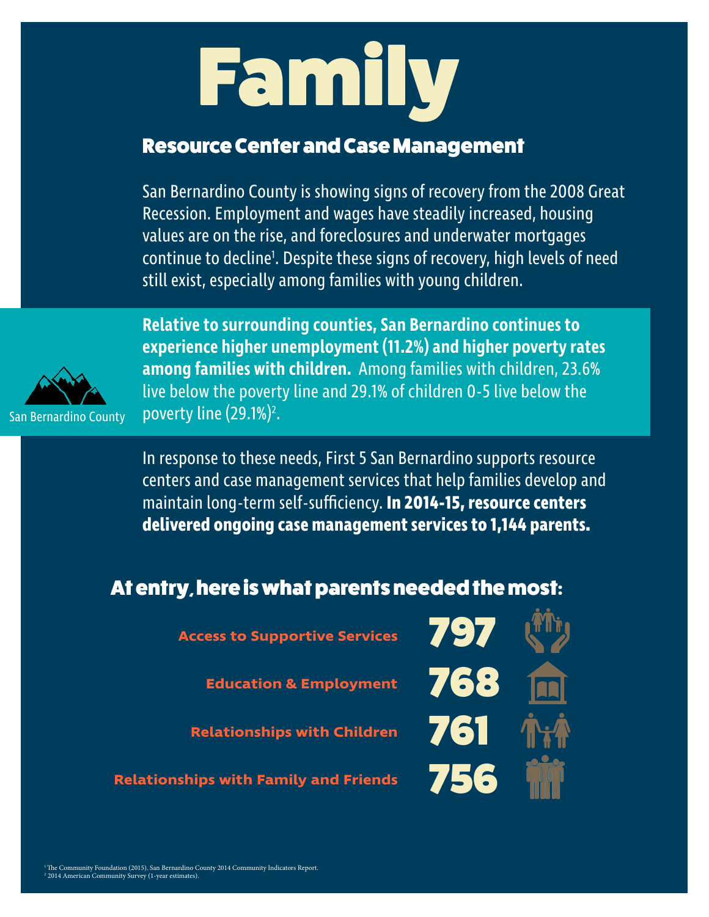# Family

## Resource Center and Case Management

San Bernardino County is showing signs of recovery from the 2008 Great Recession. Employment and wages have steadily increased, housing values are on the rise, and foreclosures and underwater mortgages continue to decline[1]. Despite these signs of recovery, high levels of need still exist, especially among families with young children.

San Bernardino County

**Relative to surrounding counties, San Bernardino continues to experience higher unemployment (11.2%) and higher poverty rates among families with children.** Among families with children, 23.6% live below the poverty line and 29.1% of children 0-5 live below the poverty line (29.1%)[2].

In response to these needs, First 5 San Bernardino supports resource centers and case management services that help families develop and maintain long-term self-sufficiency. **In 2014-15, resource centers delivered ongoing case management services to 1,144 parents.**

## At entry, here is what parents needed the most:

| Need | Parents |
|---|---|
| Access to Supportive Services | 797 |
| Education & Employment | 768 |
| Relationships with Children | 761 |
| Relationships with Family and Friends | 756 |

[1] The Community Foundation (2015). San Bernardino County 2014 Community Indicators Report.
[2] 2014 American Community Survey (1-year estimates).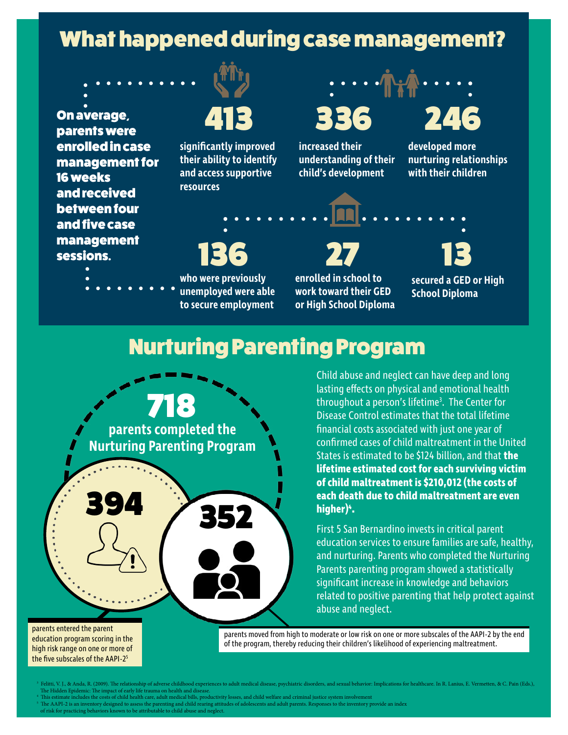# What happened during case management?

**On average, parents were enrolled in case management for 16 weeks and received between four and five case management sessions.**

**413** significantly improved their ability to identify and access supportive resources

**336** increased their understanding of their child's development

**246** developed more nurturing relationships with their children

**136** who were previously unemployed were able to secure employment

**27** enrolled in school to work toward their GED or High School Diploma

**13** secured a GED or High School Diploma

# Nurturing Parenting Program

**718** parents completed the Nurturing Parenting Program

**394** parents entered the parent education program scoring in the high risk range on one or more of the five subscales of the AAPI-2[5]

**352** parents moved from high to moderate or low risk on one or more subscales of the AAPI-2 by the end of the program, thereby reducing their children's likelihood of experiencing maltreatment.

Child abuse and neglect can have deep and long lasting effects on physical and emotional health throughout a person's lifetime[3]. The Center for Disease Control estimates that the total lifetime financial costs associated with just one year of confirmed cases of child maltreatment in the United States is estimated to be $124 billion, and that **the lifetime estimated cost for each surviving victim of child maltreatment is $210,012 (the costs of each death due to child maltreatment are even higher)[4].**

First 5 San Bernardino invests in critical parent education services to ensure families are safe, healthy, and nurturing. Parents who completed the Nurturing Parents parenting program showed a statistically significant increase in knowledge and behaviors related to positive parenting that help protect against abuse and neglect.

[3] Felitti, V. J., & Anda, R. (2009). The relationship of adverse childhood experiences to adult medical disease, psychiatric disorders, and sexual behavior: Implications for healthcare. In R. Lanius, E. Vermetten, & C. Pain (Eds.), The Hidden Epidemic: The impact of early life trauma on health and disease.

[4] This estimate includes the costs of child health care, adult medical bills, productivity losses, and child welfare and criminal justice system involvement

[5] The AAPI-2 is an inventory designed to assess the parenting and child rearing attitudes of adolescents and adult parents. Responses to the inventory provide an index of risk for practicing behaviors known to be attributable to child abuse and neglect.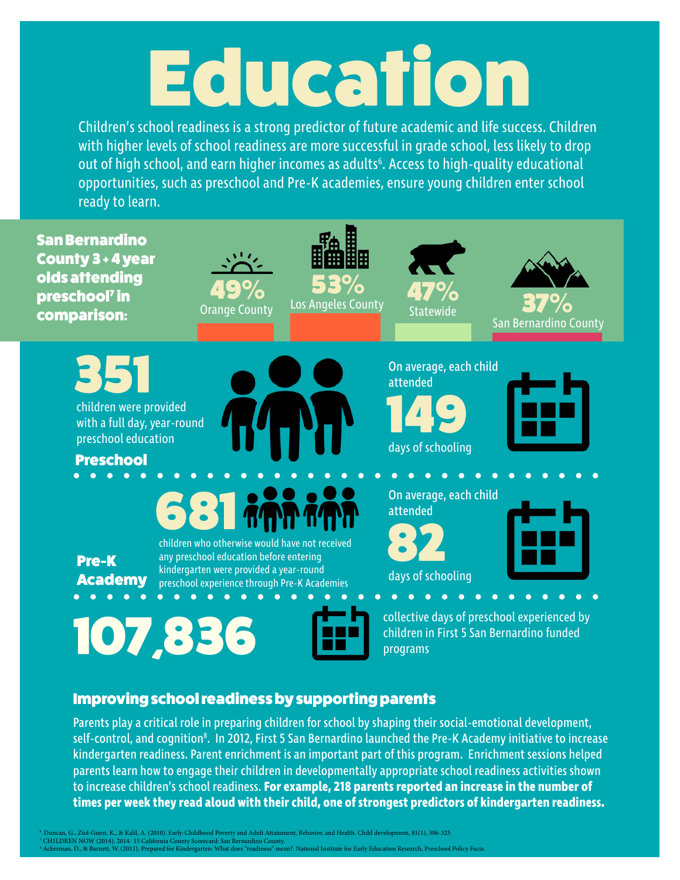# Education

Children's school readiness is a strong predictor of future academic and life success. Children with higher levels of school readiness are more successful in grade school, less likely to drop out of high school, and earn higher incomes as adults[6]. Access to high-quality educational opportunities, such as preschool and Pre-K academies, ensure young children enter school ready to learn.

**San Bernardino County 3 + 4 year olds attending preschool[7] in comparison:**

| Orange County | Los Angeles County | Statewide | San Bernardino County |
|---|---|---|---|
| 49% | 53% | 47% | 37% |

## Preschool

**351** children were provided with a full day, year-round preschool education

On average, each child attended **149** days of schooling

## Pre-K Academy

**681** children who otherwise would have not received any preschool education before entering kindergarten were provided a year-round preschool experience through Pre-K Academies

On average, each child attended **82** days of schooling

**107,836** collective days of preschool experienced by children in First 5 San Bernardino funded programs

## Improving school readiness by supporting parents

Parents play a critical role in preparing children for school by shaping their social-emotional development, self-control, and cognition[8]. In 2012, First 5 San Bernardino launched the Pre-K Academy initiative to increase kindergarten readiness. Parent enrichment is an important part of this program. Enrichment sessions helped parents learn how to engage their children in developmentally appropriate school readiness activities shown to increase children's school readiness. **For example, 218 parents reported an increase in the number of times per week they read aloud with their child, one of strongest predictors of kindergarten readiness.**

[6] Duncan, G., Ziol-Guest, K., & Kalil, A. (2010). Early-Childhood Poverty and Adult Attainment, Behavior, and Health. Child development, 81(1), 306-325.
[7] CHILDREN NOW (2014). 2014- 15 California County Scorecard: San Bernardino County.
[8] Ackerman, D., & Barnett, W. (2011). Prepared for Kindergarten: What does "readiness" mean?. National Institute for Early Education Research, Preschool Policy Facts.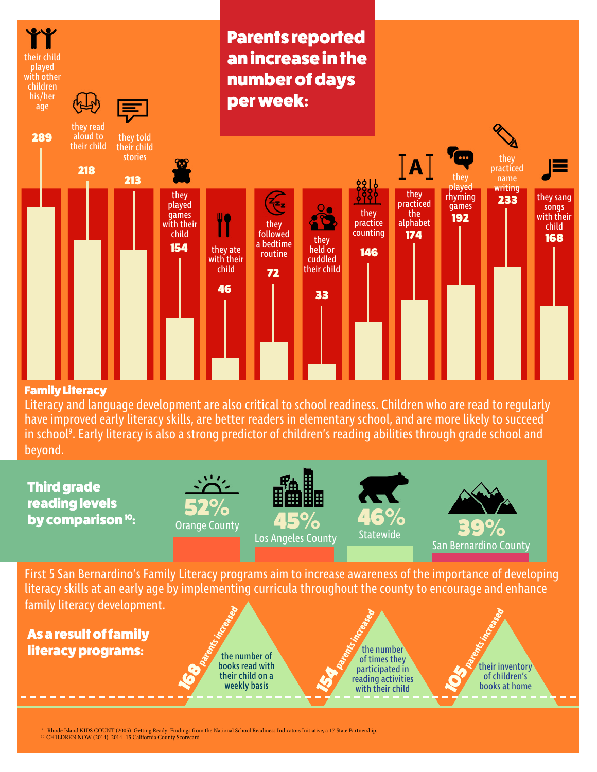## Parents reported an increase in the number of days per week:

| Activity | Number of parents |
| --- | --- |
| their child played with other children his/her age | 289 |
| they read aloud to their child | 218 |
| they told their child stories | 213 |
| they played games with their child | 154 |
| they ate with their child | 46 |
| they followed a bedtime routine | 72 |
| they held or cuddled their child | 33 |
| they practice counting | 146 |
| they practiced the alphabet | 174 |
| they played rhyming games | 192 |
| they practiced name writing | 233 |
| they sang songs with their child | 168 |

### Family Literacy

Literacy and language development are also critical to school readiness. Children who are read to regularly have improved early literacy skills, are better readers in elementary school, and are more likely to succeed in school[9]. Early literacy is also a strong predictor of children's reading abilities through grade school and beyond.

### Third grade reading levels by comparison[10]:

| Area | Percentage |
| --- | --- |
| Orange County | 52% |
| Los Angeles County | 45% |
| Statewide | 46% |
| San Bernardino County | 39% |

First 5 San Bernardino's Family Literacy programs aim to increase awareness of the importance of developing literacy skills at an early age by implementing curricula throughout the county to encourage and enhance family literacy development.

### As a result of family literacy programs:

- **168 parents increased** the number of books read with their child on a weekly basis
- **154 parents increased** the number of times they participated in reading activities with their child
- **105 parents increased** their inventory of children's books at home

[9] Rhode Island KIDS COUNT (2005). Getting Ready: Findings from the National School Readiness Indicators Initiative, a 17 State Partnership.
[10] CHILDREN NOW (2014). 2014- 15 California County Scorecard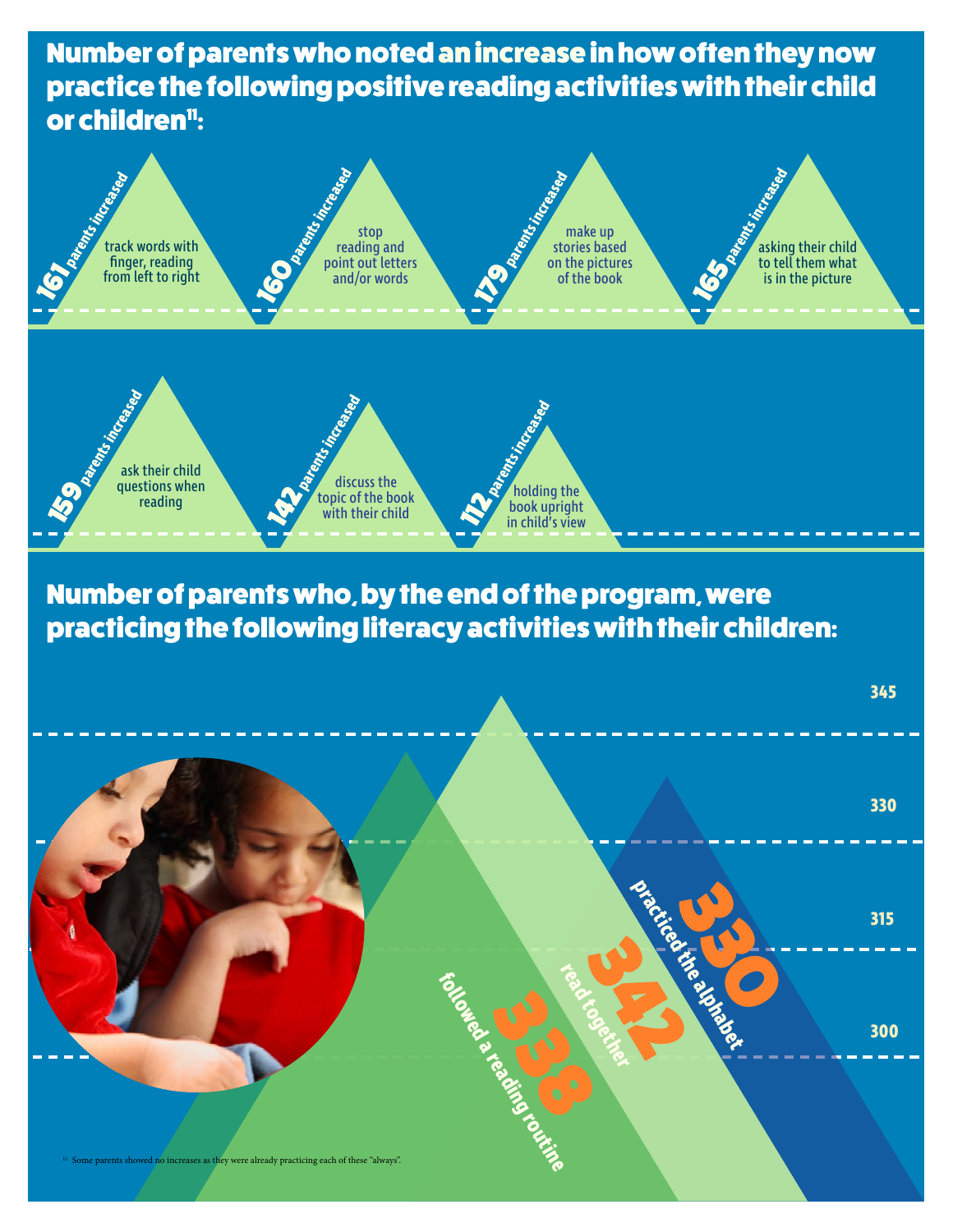## Number of parents who noted an increase in how often they now practice the following positive reading activities with their child or children[11]:

- **161** parents increased — track words with finger, reading from left to right
- **160** parents increased — stop reading and point out letters and/or words
- **179** parents increased — make up stories based on the pictures of the book
- **165** parents increased — asking their child to tell them what is in the picture
- **159** parents increased — ask their child questions when reading
- **142** parents increased — discuss the topic of the book with their child
- **112** parents increased — holding the book upright in child's view

## Number of parents who, by the end of the program, were practicing the following literacy activities with their children:

- **338** followed a reading routine
- **342** read together
- **330** practiced the alphabet

[11] Some parents showed no increases as they were already practicing each of these "always".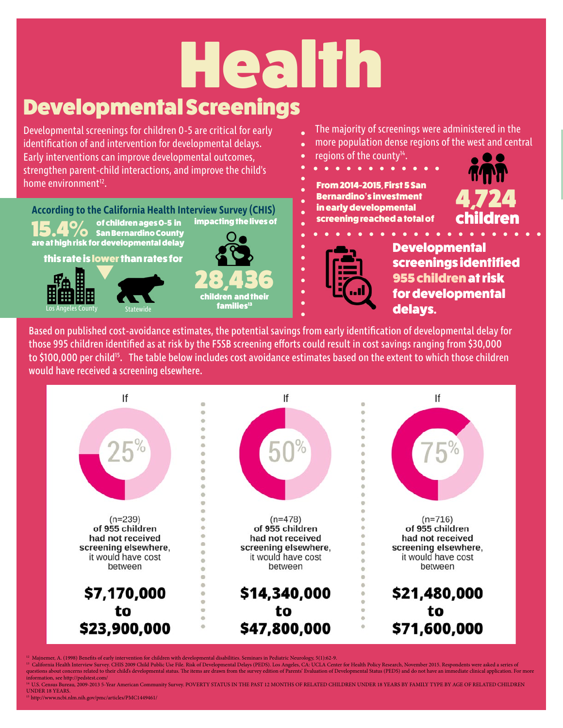# Health

## Developmental Screenings

Developmental screenings for children 0-5 are critical for early identification of and intervention for developmental delays. Early interventions can improve developmental outcomes, strengthen parent-child interactions, and improve the child's home environment[12].

### According to the California Health Interview Survey (CHIS)

**15.4%** of children ages 0-5 in San Bernardino County are at high risk for developmental delay

this rate is **lower** than rates for

Los Angeles County

Statewide

impacting the lives of

**28,436** children and their families[13]

- The majority of screenings were administered in the more population dense regions of the west and central regions of the county[14].

**From 2014-2015, First 5 San Bernardino's investment in early developmental screening reached a total of 4,724 children**

**Developmental screenings identified 955 children at risk for developmental delays.**

Based on published cost-avoidance estimates, the potential savings from early identification of developmental delay for those 995 children identified as at risk by the F5SB screening efforts could result in cost savings ranging from $30,000 to $100,000 per child[15]. The table below includes cost avoidance estimates based on the extent to which those children would have received a screening elsewhere.

| If 25% | If 50% | If 75% |
|---|---|---|
| (n=239) of 955 children had not received screening elsewhere, it would have cost between | (n=478) of 955 children had not received screening elsewhere, it would have cost between | (n=716) of 955 children had not received screening elsewhere, it would have cost between |
| **$7,170,000 to $23,900,000** | **$14,340,000 to $47,800,000** | **$21,480,000 to $71,600,000** |

[12] Majnemer, A. (1998) Benefits of early intervention for children with developmental disabilities. Seminars in Pediatric Neurology, 5(1):62-9.

[13] California Health Interview Survey. CHIS 2009 Child Public Use File. Risk of Developmental Delays (PEDS). Los Angeles, CA: UCLA Center for Health Policy Research, November 2015. Respondents were asked a series of questions about concerns related to their child's developmental status. The items are drawn from the survey edition of Parents' Evaluation of Developmental Status (PEDS) and do not have an immediate clinical application. For more information, see http://pedstest.com/

[14] U.S. Census Bureau, 2009-2013 5-Year American Community Survey. POVERTY STATUS IN THE PAST 12 MONTHS OF RELATED CHILDREN UNDER 18 YEARS BY FAMILY TYPE BY AGE OF RELATED CHILDREN UNDER 18 YEARS.

[15] http://www.ncbi.nlm.nih.gov/pmc/articles/PMC1449461/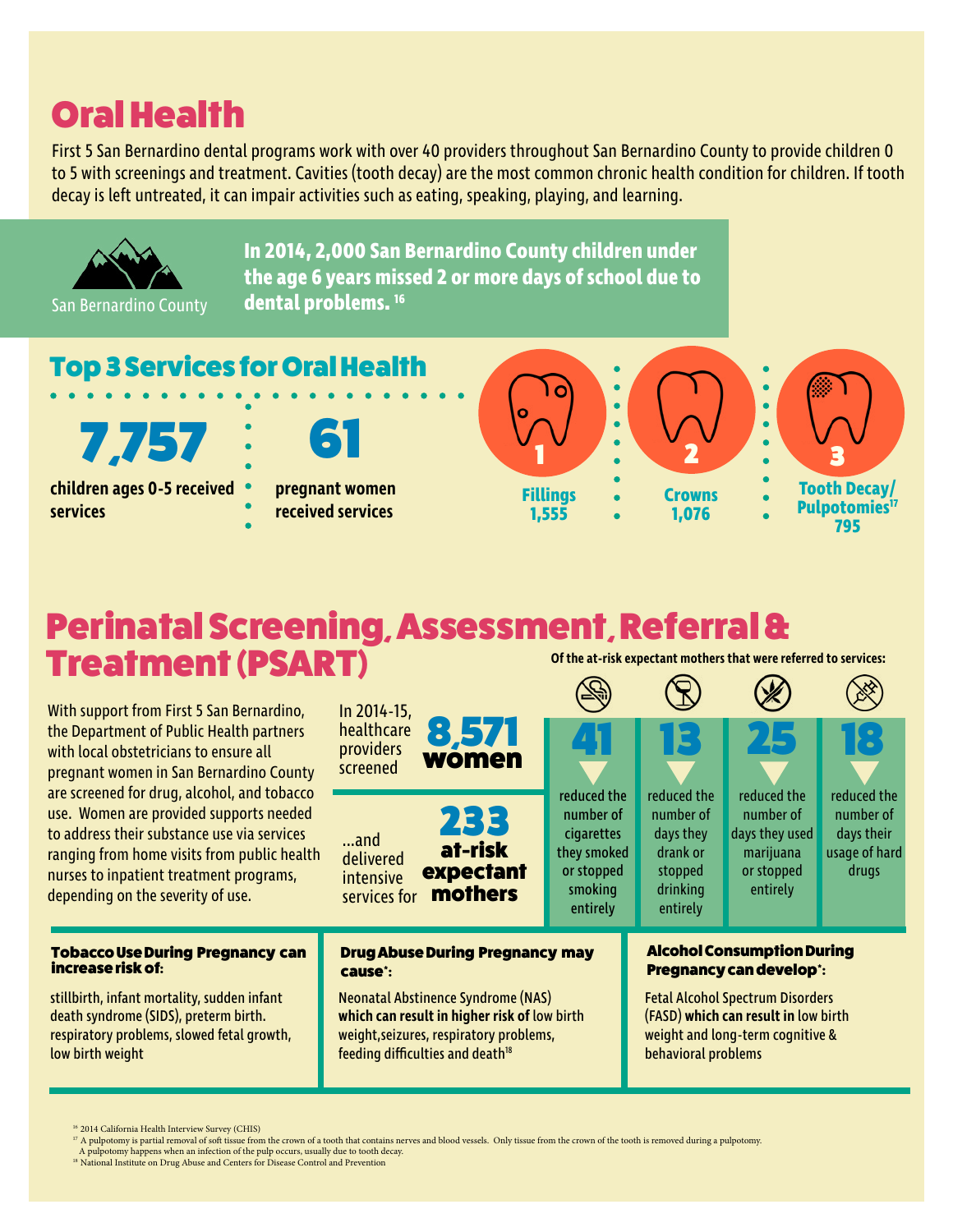# Oral Health

First 5 San Bernardino dental programs work with over 40 providers throughout San Bernardino County to provide children 0 to 5 with screenings and treatment. Cavities (tooth decay) are the most common chronic health condition for children. If tooth decay is left untreated, it can impair activities such as eating, speaking, playing, and learning.

San Bernardino County

**In 2014, 2,000 San Bernardino County children under the age 6 years missed 2 or more days of school due to dental problems.** [16]

## Top 3 Services for Oral Health

**7,757** children ages 0-5 received services

**61** pregnant women received services

1. **Fillings** 1,555
2. **Crowns** 1,076
3. **Tooth Decay/ Pulpotomies**[17] 795

# Perinatal Screening, Assessment, Referral & Treatment (PSART)

With support from First 5 San Bernardino, the Department of Public Health partners with local obstetricians to ensure all pregnant women in San Bernardino County are screened for drug, alcohol, and tobacco use. Women are provided supports needed to address their substance use via services ranging from home visits from public health nurses to inpatient treatment programs, depending on the severity of use.

In 2014-15, healthcare providers screened **8,571 women**

...and delivered intensive services for **233 at-risk expectant mothers**

**Of the at-risk expectant mothers that were referred to services:**

| 41 | 13 | 25 | 18 |
|---|---|---|---|
| reduced the number of cigarettes they smoked or stopped smoking entirely | reduced the number of days they drank or stopped drinking entirely | reduced the number of days they used marijuana or stopped entirely | reduced the number of days their usage of hard drugs |

### Tobacco Use During Pregnancy can increase risk of:

stillbirth, infant mortality, sudden infant death syndrome (SIDS), preterm birth. respiratory problems, slowed fetal growth, low birth weight

### Drug Abuse During Pregnancy may cause*:

Neonatal Abstinence Syndrome (NAS) **which can result in higher risk of** low birth weight,seizures, respiratory problems, feeding difficulties and death[18]

### Alcohol Consumption During Pregnancy can develop*:

Fetal Alcohol Spectrum Disorders (FASD) **which can result in** low birth weight and long-term cognitive & behavioral problems

[16] 2014 California Health Interview Survey (CHIS)

[17] A pulpotomy is partial removal of soft tissue from the crown of a tooth that contains nerves and blood vessels. Only tissue from the crown of the tooth is removed during a pulpotomy. A pulpotomy happens when an infection of the pulp occurs, usually due to tooth decay.

[18] National Institute on Drug Abuse and Centers for Disease Control and Prevention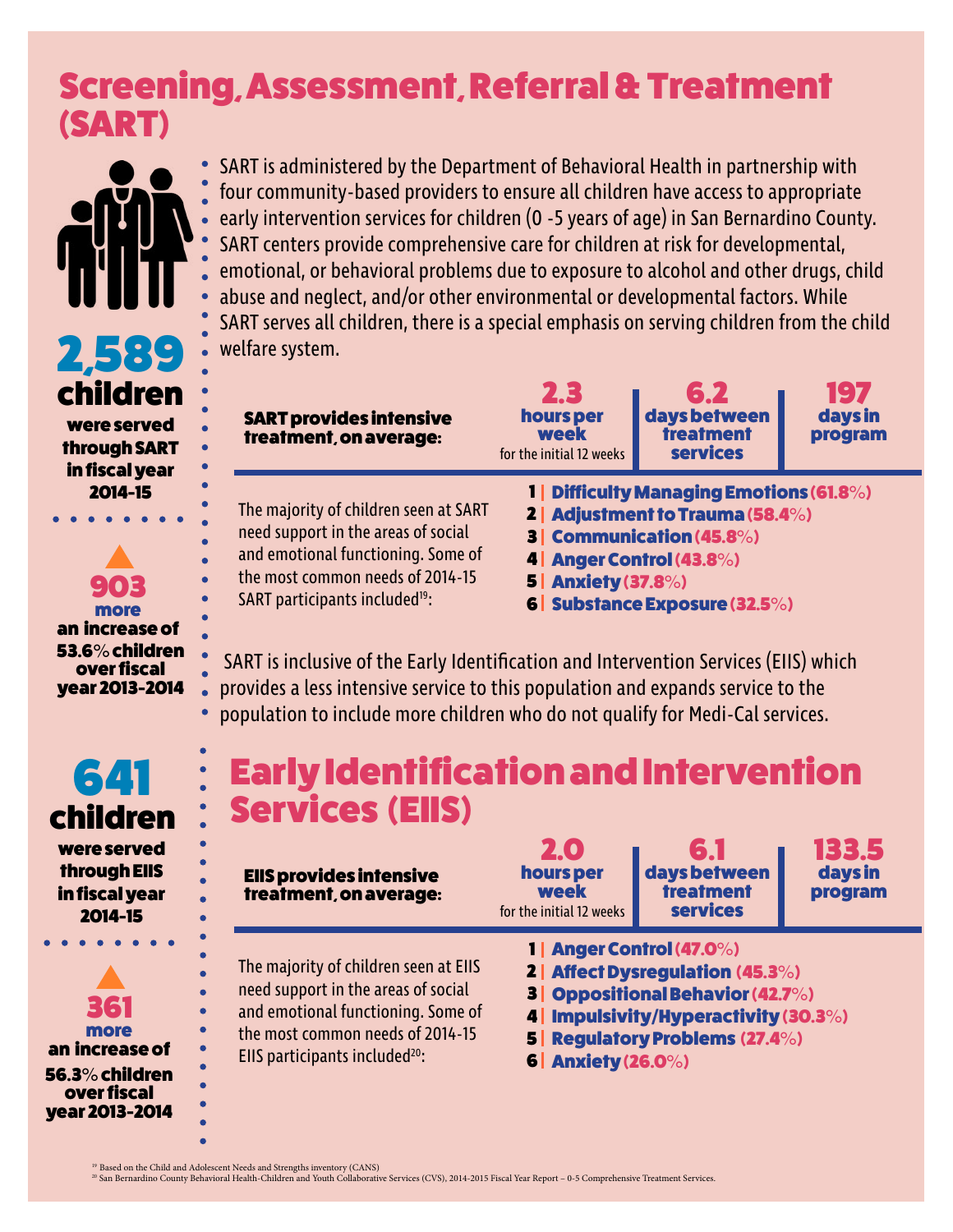# Screening, Assessment, Referral & Treatment (SART)

**2,589 children** were served through SART in fiscal year 2014-15

**903 more** an increase of 53.6% children over fiscal year 2013-2014

- SART is administered by the Department of Behavioral Health in partnership with four community-based providers to ensure all children have access to appropriate early intervention services for children (0 -5 years of age) in San Bernardino County. SART centers provide comprehensive care for children at risk for developmental, emotional, or behavioral problems due to exposure to alcohol and other drugs, child abuse and neglect, and/or other environmental or developmental factors. While SART serves all children, there is a special emphasis on serving children from the child welfare system.

**SART provides intensive treatment, on average:**

| 2.3 | 6.2 | 197 |
|---|---|---|
| hours per week (for the initial 12 weeks) | days between treatment services | days in program |

The majority of children seen at SART need support in the areas of social and emotional functioning. Some of the most common needs of 2014-15 SART participants included[19]:

1. **Difficulty Managing Emotions (61.8%)**
2. **Adjustment to Trauma (58.4%)**
3. **Communication (45.8%)**
4. **Anger Control (43.8%)**
5. **Anxiety (37.8%)**
6. **Substance Exposure (32.5%)**

SART is inclusive of the Early Identification and Intervention Services (EIIS) which provides a less intensive service to this population and expands service to the population to include more children who do not qualify for Medi-Cal services.

# Early Identification and Intervention Services (EIIS)

**641 children** were served through EIIS in fiscal year 2014-15

**361 more** an increase of 56.3% children over fiscal year 2013-2014

**EIIS provides intensive treatment, on average:**

| 2.0 | 6.1 | 133.5 |
|---|---|---|
| hours per week (for the initial 12 weeks) | days between treatment services | days in program |

The majority of children seen at EIIS need support in the areas of social and emotional functioning. Some of the most common needs of 2014-15 EIIS participants included[20]:

1. **Anger Control (47.0%)**
2. **Affect Dysregulation (45.3%)**
3. **Oppositional Behavior (42.7%)**
4. **Impulsivity/Hyperactivity (30.3%)**
5. **Regulatory Problems (27.4%)**
6. **Anxiety (26.0%)**

[19] Based on the Child and Adolescent Needs and Strengths inventory (CANS)

[20] San Bernardino County Behavioral Health-Children and Youth Collaborative Services (CVS), 2014-2015 Fiscal Year Report – 0-5 Comprehensive Treatment Services.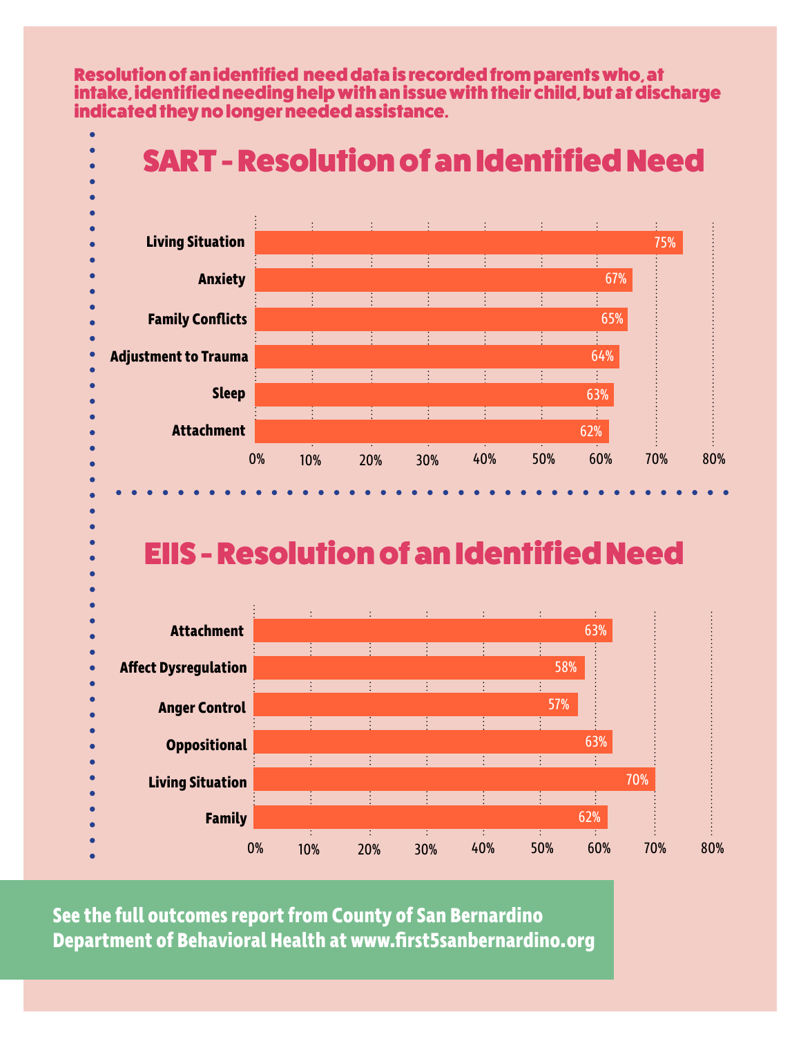Resolution of an identified need data is recorded from parents who, at intake, identified needing help with an issue with their child, but at discharge indicated they no longer needed assistance.

## SART - Resolution of an Identified Need

| Need | Resolution |
|---|---|
| Living Situation | 75% |
| Anxiety | 67% |
| Family Conflicts | 65% |
| Adjustment to Trauma | 64% |
| Sleep | 63% |
| Attachment | 62% |

## EIIS - Resolution of an Identified Need

| Need | Resolution |
|---|---|
| Attachment | 63% |
| Affect Dysregulation | 58% |
| Anger Control | 57% |
| Oppositional | 63% |
| Living Situation | 70% |
| Family | 62% |

**See the full outcomes report from County of San Bernardino Department of Behavioral Health at www.first5sanbernardino.org**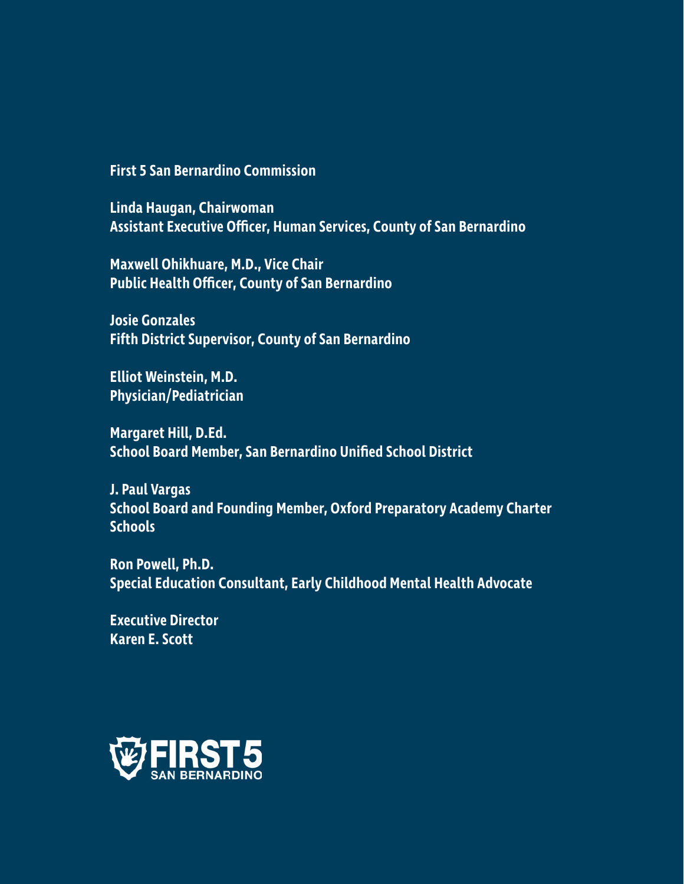**First 5 San Bernardino Commission**

**Linda Haugan, Chairwoman**
**Assistant Executive Officer, Human Services, County of San Bernardino**

**Maxwell Ohikhuare, M.D., Vice Chair**
**Public Health Officer, County of San Bernardino**

**Josie Gonzales**
**Fifth District Supervisor, County of San Bernardino**

**Elliot Weinstein, M.D.**
**Physician/Pediatrician**

**Margaret Hill, D.Ed.**
**School Board Member, San Bernardino Unified School District**

**J. Paul Vargas**
**School Board and Founding Member, Oxford Preparatory Academy Charter Schools**

**Ron Powell, Ph.D.**
**Special Education Consultant, Early Childhood Mental Health Advocate**

**Executive Director**
**Karen E. Scott**

FIRST 5
SAN BERNARDINO